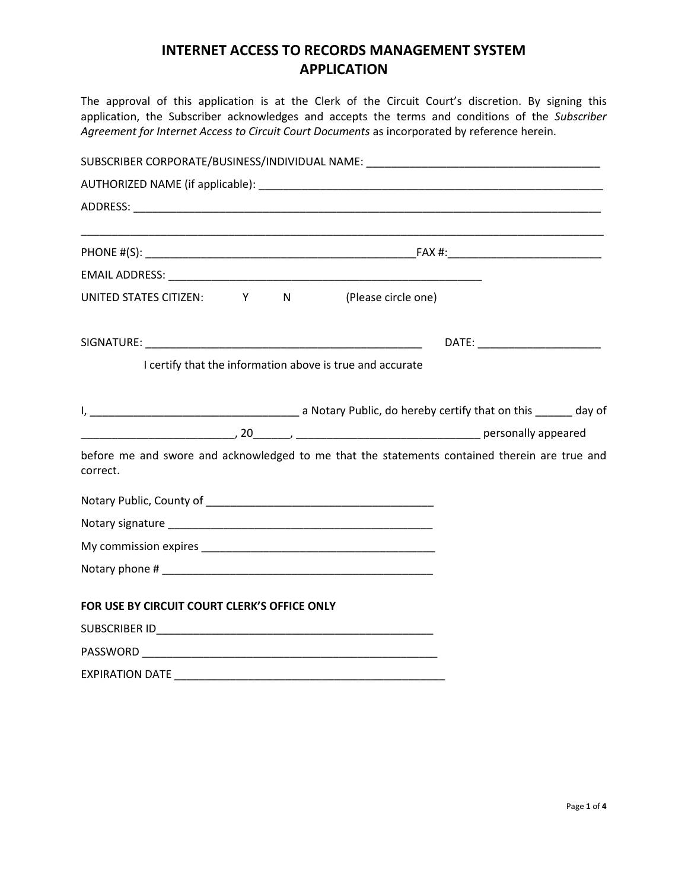# INTERNET ACCESS TO RECORDS MANAGEMENT SYSTEM APPLICATION

The approval of this application is at the Clerk of the Circuit Court's discretion. By signing this application, the Subscriber acknowledges and accepts the terms and conditions of the *Subscriber Agreement for Internet Access to Circuit Court Documents* as incorporated by reference herein.

SUBSCRIBER CORPORATE/BUSINESS/INDIVIDUAL NAME: _______________________________________

AUTHORIZED NAME (if applicable): __________________________________________________________

ADDRESS: ____________________________________________________________________________

_____________________________________________________________________________________

PHONE #(S): _____________________________________________FAX #:_________________________

EMAIL ADDRESS: _____________________________________________________

UNITED STATES CITIZEN: Y N (Please circle one)

SIGNATURE: ______________________________________________ DATE: ____________________

I certify that the information above is true and accurate

I, __________________________________ a Notary Public, do hereby certify that on this ______ day of _________________________, 20______, ______________________________ personally appeared before me and swore and acknowledged to me that the statements contained therein are true and correct.

Notary Public, County of ______________________________________

Notary signature ____________________________________________

My commission expires _______________________________________

Notary phone # ______________________________________________

**FOR USE BY CIRCUIT COURT CLERK'S OFFICE ONLY**

SUBSCRIBER ID_______________________________________________

PASSWORD __________________________________________________

EXPIRATION DATE _____________________________________________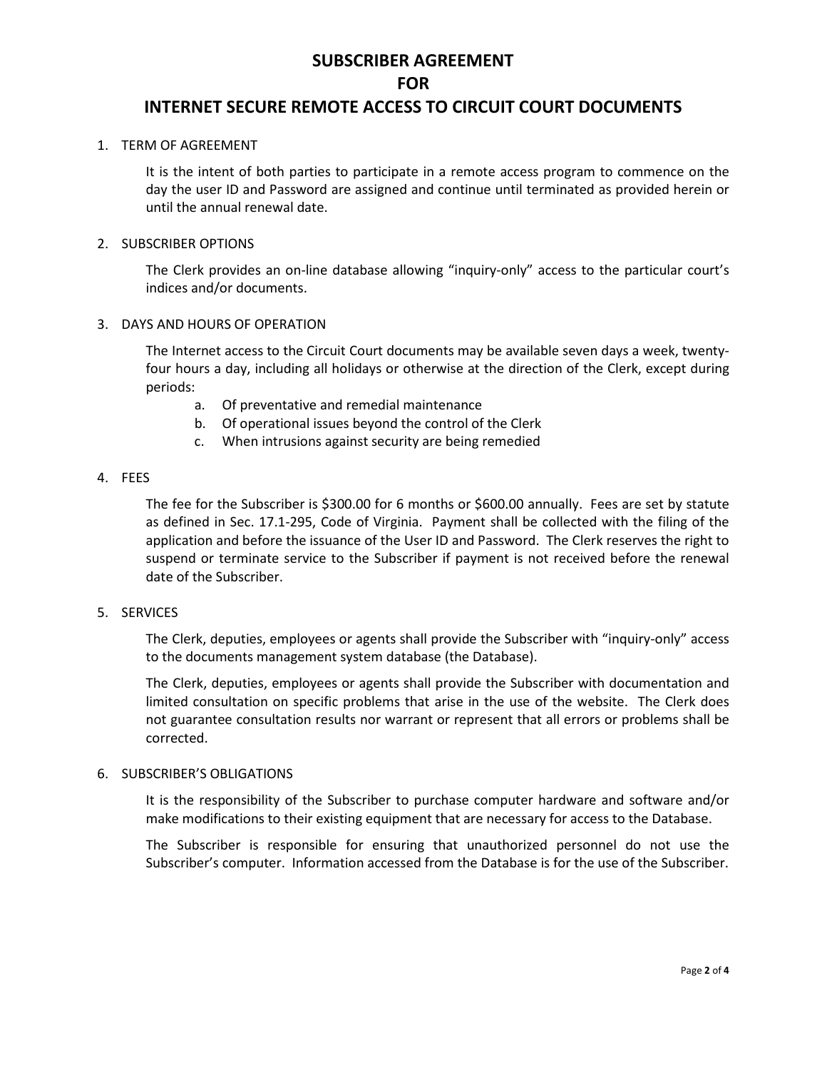# SUBSCRIBER AGREEMENT
# FOR
# INTERNET SECURE REMOTE ACCESS TO CIRCUIT COURT DOCUMENTS

1. TERM OF AGREEMENT

   It is the intent of both parties to participate in a remote access program to commence on the day the user ID and Password are assigned and continue until terminated as provided herein or until the annual renewal date.

2. SUBSCRIBER OPTIONS

   The Clerk provides an on-line database allowing "inquiry-only" access to the particular court's indices and/or documents.

3. DAYS AND HOURS OF OPERATION

   The Internet access to the Circuit Court documents may be available seven days a week, twenty-four hours a day, including all holidays or otherwise at the direction of the Clerk, except during periods:

   a. Of preventative and remedial maintenance
   b. Of operational issues beyond the control of the Clerk
   c. When intrusions against security are being remedied

4. FEES

   The fee for the Subscriber is $300.00 for 6 months or $600.00 annually. Fees are set by statute as defined in Sec. 17.1-295, Code of Virginia. Payment shall be collected with the filing of the application and before the issuance of the User ID and Password. The Clerk reserves the right to suspend or terminate service to the Subscriber if payment is not received before the renewal date of the Subscriber.

5. SERVICES

   The Clerk, deputies, employees or agents shall provide the Subscriber with "inquiry-only" access to the documents management system database (the Database).

   The Clerk, deputies, employees or agents shall provide the Subscriber with documentation and limited consultation on specific problems that arise in the use of the website. The Clerk does not guarantee consultation results nor warrant or represent that all errors or problems shall be corrected.

6. SUBSCRIBER'S OBLIGATIONS

   It is the responsibility of the Subscriber to purchase computer hardware and software and/or make modifications to their existing equipment that are necessary for access to the Database.

   The Subscriber is responsible for ensuring that unauthorized personnel do not use the Subscriber's computer. Information accessed from the Database is for the use of the Subscriber.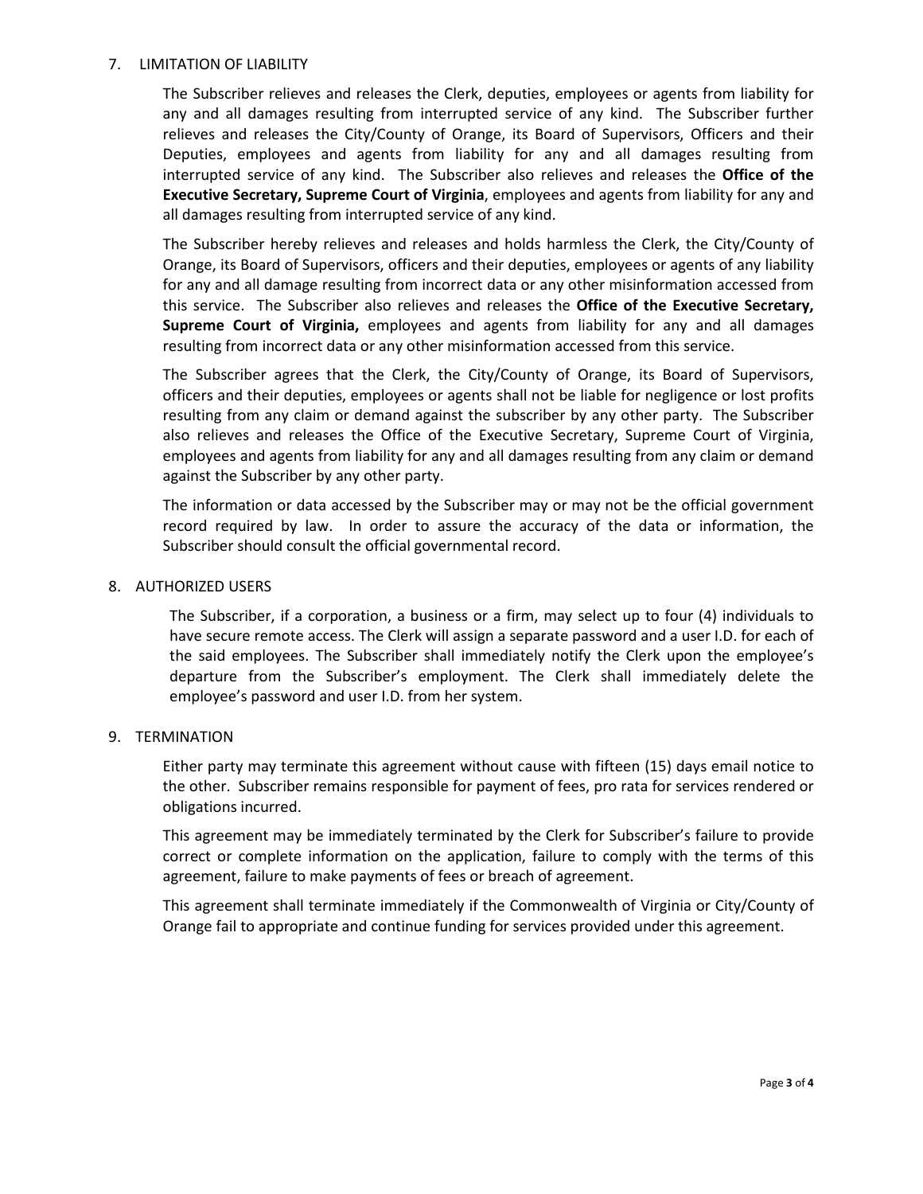## 7. LIMITATION OF LIABILITY

The Subscriber relieves and releases the Clerk, deputies, employees or agents from liability for any and all damages resulting from interrupted service of any kind. The Subscriber further relieves and releases the City/County of Orange, its Board of Supervisors, Officers and their Deputies, employees and agents from liability for any and all damages resulting from interrupted service of any kind. The Subscriber also relieves and releases the **Office of the Executive Secretary, Supreme Court of Virginia**, employees and agents from liability for any and all damages resulting from interrupted service of any kind.

The Subscriber hereby relieves and releases and holds harmless the Clerk, the City/County of Orange, its Board of Supervisors, officers and their deputies, employees or agents of any liability for any and all damage resulting from incorrect data or any other misinformation accessed from this service. The Subscriber also relieves and releases the **Office of the Executive Secretary, Supreme Court of Virginia,** employees and agents from liability for any and all damages resulting from incorrect data or any other misinformation accessed from this service.

The Subscriber agrees that the Clerk, the City/County of Orange, its Board of Supervisors, officers and their deputies, employees or agents shall not be liable for negligence or lost profits resulting from any claim or demand against the subscriber by any other party. The Subscriber also relieves and releases the Office of the Executive Secretary, Supreme Court of Virginia, employees and agents from liability for any and all damages resulting from any claim or demand against the Subscriber by any other party.

The information or data accessed by the Subscriber may or may not be the official government record required by law. In order to assure the accuracy of the data or information, the Subscriber should consult the official governmental record.

## 8. AUTHORIZED USERS

The Subscriber, if a corporation, a business or a firm, may select up to four (4) individuals to have secure remote access. The Clerk will assign a separate password and a user I.D. for each of the said employees. The Subscriber shall immediately notify the Clerk upon the employee's departure from the Subscriber's employment. The Clerk shall immediately delete the employee's password and user I.D. from her system.

## 9. TERMINATION

Either party may terminate this agreement without cause with fifteen (15) days email notice to the other. Subscriber remains responsible for payment of fees, pro rata for services rendered or obligations incurred.

This agreement may be immediately terminated by the Clerk for Subscriber's failure to provide correct or complete information on the application, failure to comply with the terms of this agreement, failure to make payments of fees or breach of agreement.

This agreement shall terminate immediately if the Commonwealth of Virginia or City/County of Orange fail to appropriate and continue funding for services provided under this agreement.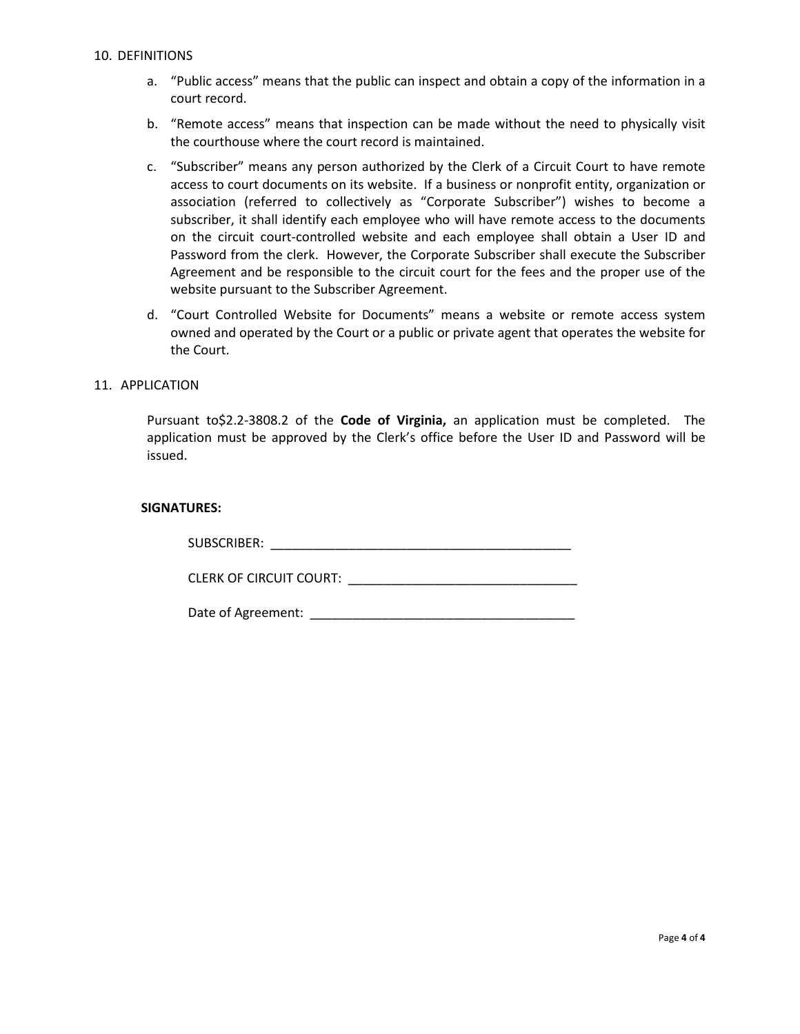10. DEFINITIONS

    a. "Public access" means that the public can inspect and obtain a copy of the information in a court record.

    b. "Remote access" means that inspection can be made without the need to physically visit the courthouse where the court record is maintained.

    c. "Subscriber" means any person authorized by the Clerk of a Circuit Court to have remote access to court documents on its website. If a business or nonprofit entity, organization or association (referred to collectively as "Corporate Subscriber") wishes to become a subscriber, it shall identify each employee who will have remote access to the documents on the circuit court-controlled website and each employee shall obtain a User ID and Password from the clerk. However, the Corporate Subscriber shall execute the Subscriber Agreement and be responsible to the circuit court for the fees and the proper use of the website pursuant to the Subscriber Agreement.

    d. "Court Controlled Website for Documents" means a website or remote access system owned and operated by the Court or a public or private agent that operates the website for the Court.

11. APPLICATION

    Pursuant to$2.2-3808.2 of the **Code of Virginia,** an application must be completed. The application must be approved by the Clerk's office before the User ID and Password will be issued.

**SIGNATURES:**

SUBSCRIBER: ____________________________________________

CLERK OF CIRCUIT COURT: ________________________________

Date of Agreement: ______________________________________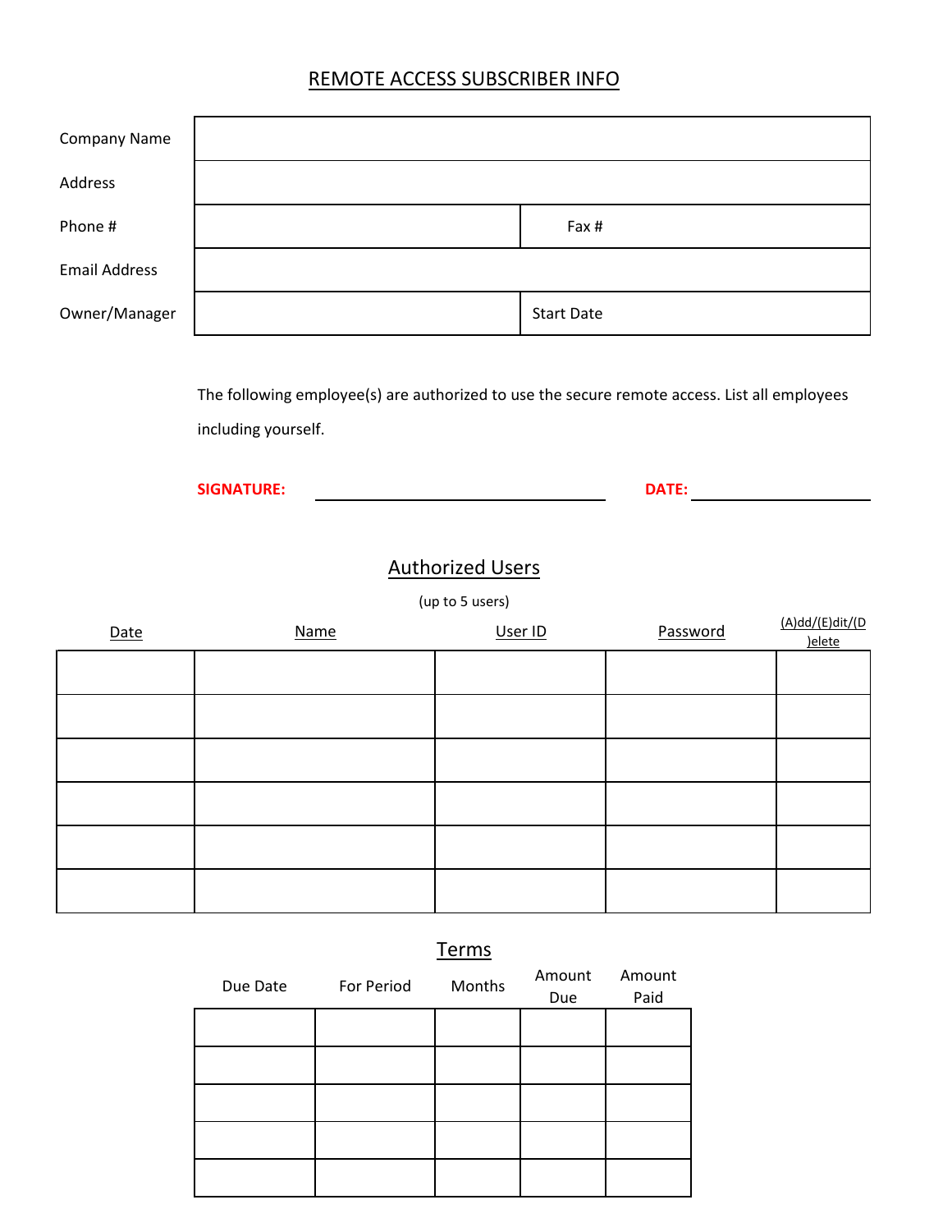# REMOTE ACCESS SUBSCRIBER INFO

| | | | |
|---|---|---|---|
| Company Name | | | |
| Address | | | |
| Phone # | | Fax # | |
| Email Address | | | |
| Owner/Manager | | Start Date | |

The following employee(s) are authorized to use the secure remote access. List all employees including yourself.

**SIGNATURE:** ______________________ **DATE:** ______________

## Authorized Users

(up to 5 users)

| Date | Name | User ID | Password | (A)dd/(E)dit/(D)elete |
|---|---|---|---|---|
| | | | | |
| | | | | |
| | | | | |
| | | | | |
| | | | | |
| | | | | |

## Terms

| Due Date | For Period | Months | Amount Due | Amount Paid |
|---|---|---|---|---|
| | | | | |
| | | | | |
| | | | | |
| | | | | |
| | | | | |